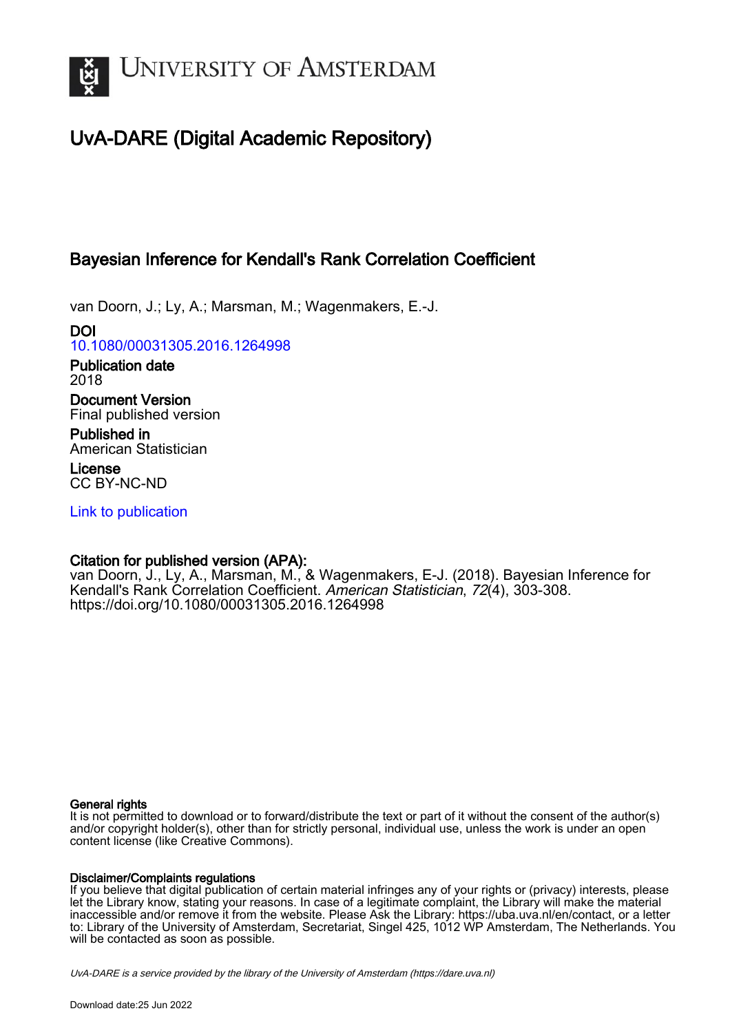# UvA-DARE (Digital Academic Repository)

## Bayesian Inference for Kendall's Rank Correlation Coefficient

van Doorn, J.; Ly, A.; Marsman, M.; Wagenmakers, E.-J.

**DOI**
10.1080/00031305.2016.1264998

**Publication date**
2018

**Document Version**
Final published version

**Published in**
American Statistician

**License**
CC BY-NC-ND

Link to publication

**Citation for published version (APA):**
van Doorn, J., Ly, A., Marsman, M., & Wagenmakers, E-J. (2018). Bayesian Inference for Kendall's Rank Correlation Coefficient. *American Statistician*, *72*(4), 303-308. https://doi.org/10.1080/00031305.2016.1264998

**General rights**
It is not permitted to download or to forward/distribute the text or part of it without the consent of the author(s) and/or copyright holder(s), other than for strictly personal, individual use, unless the work is under an open content license (like Creative Commons).

**Disclaimer/Complaints regulations**
If you believe that digital publication of certain material infringes any of your rights or (privacy) interests, please let the Library know, stating your reasons. In case of a legitimate complaint, the Library will make the material inaccessible and/or remove it from the website. Please Ask the Library: https://uba.uva.nl/en/contact, or a letter to: Library of the University of Amsterdam, Secretariat, Singel 425, 1012 WP Amsterdam, The Netherlands. You will be contacted as soon as possible.

*UvA-DARE is a service provided by the library of the University of Amsterdam (https://dare.uva.nl)*

Download date:25 Jun 2022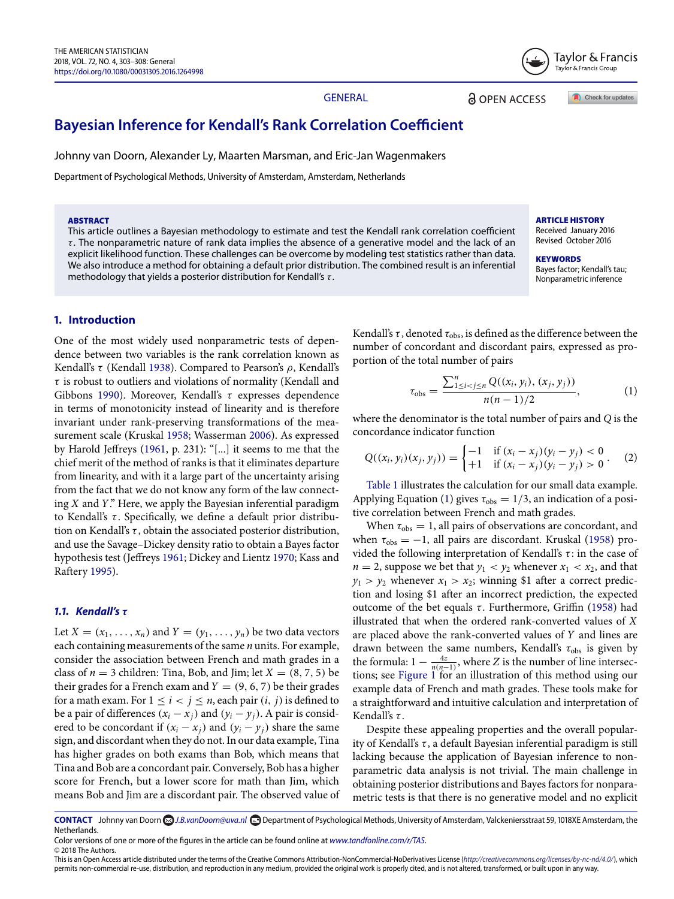GENERAL

# Bayesian Inference for Kendall's Rank Correlation Coefficient

Johnny van Doorn, Alexander Ly, Maarten Marsman, and Eric-Jan Wagenmakers

Department of Psychological Methods, University of Amsterdam, Amsterdam, Netherlands

**ABSTRACT**

This article outlines a Bayesian methodology to estimate and test the Kendall rank correlation coefficient $\tau$. The nonparametric nature of rank data implies the absence of a generative model and the lack of an explicit likelihood function. These challenges can be overcome by modeling test statistics rather than data. We also introduce a method for obtaining a default prior distribution. The combined result is an inferential methodology that yields a posterior distribution for Kendall's $\tau$.

**ARTICLE HISTORY**

Received January 2016
Revised October 2016

**KEYWORDS**

Bayes factor; Kendall's tau; Nonparametric inference

## 1. Introduction

One of the most widely used nonparametric tests of dependence between two variables is the rank correlation known as Kendall's $\tau$ (Kendall 1938). Compared to Pearson's $\rho$, Kendall's $\tau$ is robust to outliers and violations of normality (Kendall and Gibbons 1990). Moreover, Kendall's $\tau$ expresses dependence in terms of monotonicity instead of linearity and is therefore invariant under rank-preserving transformations of the measurement scale (Kruskal 1958; Wasserman 2006). As expressed by Harold Jeffreys (1961, p. 231): "[...] it seems to me that the chief merit of the method of ranks is that it eliminates departure from linearity, and with it a large part of the uncertainty arising from the fact that we do not know any form of the law connecting $X$ and $Y$." Here, we apply the Bayesian inferential paradigm to Kendall's $\tau$. Specifically, we define a default prior distribution on Kendall's $\tau$, obtain the associated posterior distribution, and use the Savage–Dickey density ratio to obtain a Bayes factor hypothesis test (Jeffreys 1961; Dickey and Lientz 1970; Kass and Raftery 1995).

### 1.1. Kendall's $\tau$

Let $X = (x_1, \ldots, x_n)$ and $Y = (y_1, \ldots, y_n)$ be two data vectors each containing measurements of the same $n$ units. For example, consider the association between French and math grades in a class of $n = 3$ children: Tina, Bob, and Jim; let $X = (8, 7, 5)$ be their grades for a French exam and $Y = (9, 6, 7)$ be their grades for a math exam. For $1 \leq i < j \leq n$, each pair $(i, j)$ is defined to be a pair of differences $(x_i - x_j)$ and $(y_i - y_j)$. A pair is considered to be concordant if $(x_i - x_j)$ and $(y_i - y_j)$ share the same sign, and discordant when they do not. In our data example, Tina has higher grades on both exams than Bob, which means that Tina and Bob are a concordant pair. Conversely, Bob has a higher score for French, but a lower score for math than Jim, which means Bob and Jim are a discordant pair. The observed value of Kendall's $\tau$, denoted $\tau_{\text{obs}}$, is defined as the difference between the number of concordant and discordant pairs, expressed as proportion of the total number of pairs

$$\tau_{\text{obs}} = \frac{\sum_{1 \leq i < j \leq n}^{n} Q((x_i, y_i), (x_j, y_j))}{n(n-1)/2}, \tag{1}$$

where the denominator is the total number of pairs and $Q$ is the concordance indicator function

$$Q((x_i, y_i)(x_j, y_j)) = \begin{cases} -1 & \text{if } (x_i - x_j)(y_i - y_j) < 0 \\ +1 & \text{if } (x_i - x_j)(y_i - y_j) > 0 \end{cases}. \tag{2}$$

Table 1 illustrates the calculation for our small data example. Applying Equation (1) gives $\tau_{\text{obs}} = 1/3$, an indication of a positive correlation between French and math grades.

When $\tau_{\text{obs}} = 1$, all pairs of observations are concordant, and when $\tau_{\text{obs}} = -1$, all pairs are discordant. Kruskal (1958) provided the following interpretation of Kendall's $\tau$: in the case of $n = 2$, suppose we bet that $y_1 < y_2$ whenever $x_1 < x_2$, and that $y_1 > y_2$ whenever $x_1 > x_2$; winning \$1 after a correct prediction and losing \$1 after an incorrect prediction, the expected outcome of the bet equals $\tau$. Furthermore, Griffin (1958) had illustrated that when the ordered rank-converted values of $X$ are placed above the rank-converted values of $Y$ and lines are drawn between the same numbers, Kendall's $\tau_{\text{obs}}$ is given by the formula: $1 - \frac{4z}{n(n-1)}$, where $Z$ is the number of line intersections; see Figure 1 for an illustration of this method using our example data of French and math grades. These tools make for a straightforward and intuitive calculation and interpretation of Kendall's $\tau$.

Despite these appealing properties and the overall popularity of Kendall's $\tau$, a default Bayesian inferential paradigm is still lacking because the application of Bayesian inference to nonparametric data analysis is not trivial. The main challenge in obtaining posterior distributions and Bayes factors for nonparametric tests is that there is no generative model and no explicit

**CONTACT** Johnny van Doorn J.B.vanDoorn@uva.nl Department of Psychological Methods, University of Amsterdam, Valckeniersstraat 59, 1018XE Amsterdam, the Netherlands.

Color versions of one or more of the figures in the article can be found online at www.tandfonline.com/r/TAS.

© 2018 The Authors.

This is an Open Access article distributed under the terms of the Creative Commons Attribution-NonCommercial-NoDerivatives License (http://creativecommons.org/licenses/by-nc-nd/4.0/), which permits non-commercial re-use, distribution, and reproduction in any medium, provided the original work is properly cited, and is not altered, transformed, or built upon in any way.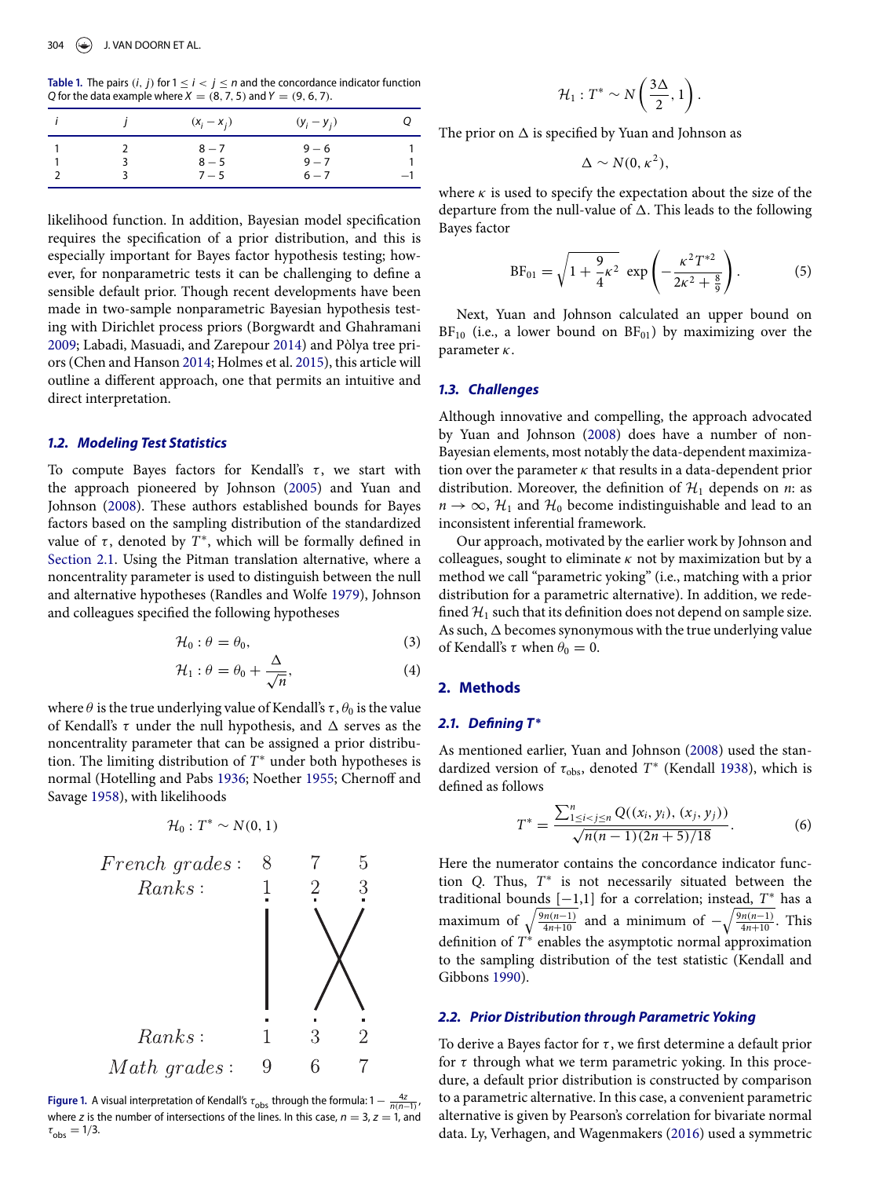**Table 1.** The pairs $(i, j)$ for $1 \leq i < j \leq n$ and the concordance indicator function $Q$ for the data example where $X = (8, 7, 5)$ and $Y = (9, 6, 7)$.

| $i$ | $j$ | $(x_i - x_j)$ | $(y_i - y_j)$ | $Q$ |
|---|---|---|---|---|
| 1 | 2 | $8 - 7$ | $9 - 6$ | 1 |
| 1 | 3 | $8 - 5$ | $9 - 7$ | 1 |
| 2 | 3 | $7 - 5$ | $6 - 7$ | −1 |

likelihood function. In addition, Bayesian model specification requires the specification of a prior distribution, and this is especially important for Bayes factor hypothesis testing; however, for nonparametric tests it can be challenging to define a sensible default prior. Though recent developments have been made in two-sample nonparametric Bayesian hypothesis testing with Dirichlet process priors (Borgwardt and Ghahramani 2009; Labadi, Masuadi, and Zarepour 2014) and Pòlya tree priors (Chen and Hanson 2014; Holmes et al. 2015), this article will outline a different approach, one that permits an intuitive and direct interpretation.

### 1.2. Modeling Test Statistics

To compute Bayes factors for Kendall's $\tau$, we start with the approach pioneered by Johnson (2005) and Yuan and Johnson (2008). These authors established bounds for Bayes factors based on the sampling distribution of the standardized value of $\tau$, denoted by $T^*$, which will be formally defined in Section 2.1. Using the Pitman translation alternative, where a noncentrality parameter is used to distinguish between the null and alternative hypotheses (Randles and Wolfe 1979), Johnson and colleagues specified the following hypotheses

$$\mathcal{H}_0 : \theta = \theta_0, \tag{3}$$

$$\mathcal{H}_1 : \theta = \theta_0 + \frac{\Delta}{\sqrt{n}}, \tag{4}$$

where $\theta$ is the true underlying value of Kendall's $\tau$, $\theta_0$ is the value of Kendall's $\tau$ under the null hypothesis, and $\Delta$ serves as the noncentrality parameter that can be assigned a prior distribution. The limiting distribution of $T^*$ under both hypotheses is normal (Hotelling and Pabs 1936; Noether 1955; Chernoff and Savage 1958), with likelihoods

$$\mathcal{H}_0 : T^* \sim N(0, 1)$$

$$\mathcal{H}_1 : T^* \sim N\left(\frac{3\Delta}{2}, 1\right).$$

The prior on $\Delta$ is specified by Yuan and Johnson as

$$\Delta \sim N(0, \kappa^2),$$

where $\kappa$ is used to specify the expectation about the size of the departure from the null-value of $\Delta$. This leads to the following Bayes factor

$$\text{BF}_{01} = \sqrt{1 + \frac{9}{4}\kappa^2}\ \exp\left(-\frac{\kappa^2 T^{*2}}{2\kappa^2 + \frac{8}{9}}\right). \tag{5}$$

Next, Yuan and Johnson calculated an upper bound on $\text{BF}_{10}$ (i.e., a lower bound on $\text{BF}_{01}$) by maximizing over the parameter $\kappa$.

French grades: 8 7 5
Ranks: 1 2 3

Ranks: 1 3 2
Math grades: 9 6 7

**Figure 1.** A visual interpretation of Kendall's $\tau_{\text{obs}}$ through the formula: $1 - \frac{4z}{n(n-1)}$, where $z$ is the number of intersections of the lines. In this case, $n = 3$, $z = 1$, and $\tau_{\text{obs}} = 1/3$.

### 1.3. Challenges

Although innovative and compelling, the approach advocated by Yuan and Johnson (2008) does have a number of non-Bayesian elements, most notably the data-dependent maximization over the parameter $\kappa$ that results in a data-dependent prior distribution. Moreover, the definition of $\mathcal{H}_1$ depends on $n$: as $n \to \infty$, $\mathcal{H}_1$ and $\mathcal{H}_0$ become indistinguishable and lead to an inconsistent inferential framework.

Our approach, motivated by the earlier work by Johnson and colleagues, sought to eliminate $\kappa$ not by maximization but by a method we call "parametric yoking" (i.e., matching with a prior distribution for a parametric alternative). In addition, we redefined $\mathcal{H}_1$ such that its definition does not depend on sample size. As such, $\Delta$ becomes synonymous with the true underlying value of Kendall's $\tau$ when $\theta_0 = 0$.

## 2. Methods

### 2.1. Defining T*

As mentioned earlier, Yuan and Johnson (2008) used the standardized version of $\tau_{\text{obs}}$, denoted $T^*$ (Kendall 1938), which is defined as follows

$$T^* = \frac{\sum_{1 \leq i < j \leq n}^{n} Q((x_i, y_i), (x_j, y_j))}{\sqrt{n(n-1)(2n+5)/18}}. \tag{6}$$

Here the numerator contains the concordance indicator function $Q$. Thus, $T^*$ is not necessarily situated between the traditional bounds [−1,1] for a correlation; instead, $T^*$ has a maximum of $\sqrt{\frac{9n(n-1)}{4n+10}}$ and a minimum of $-\sqrt{\frac{9n(n-1)}{4n+10}}$. This definition of $T^*$ enables the asymptotic normal approximation to the sampling distribution of the test statistic (Kendall and Gibbons 1990).

### 2.2. Prior Distribution through Parametric Yoking

To derive a Bayes factor for $\tau$, we first determine a default prior for $\tau$ through what we term parametric yoking. In this procedure, a default prior distribution is constructed by comparison to a parametric alternative. In this case, a convenient parametric alternative is given by Pearson's correlation for bivariate normal data. Ly, Verhagen, and Wagenmakers (2016) used a symmetric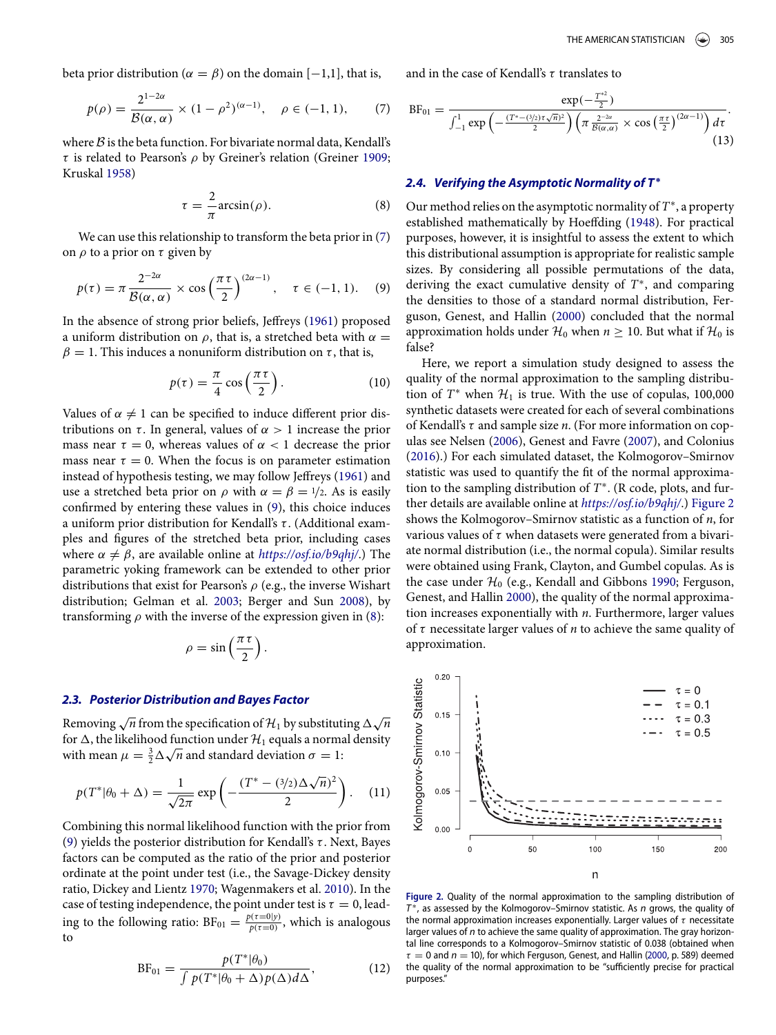beta prior distribution ($\alpha = \beta$) on the domain $[-1,1]$, that is,

$$p(\rho) = \frac{2^{1-2\alpha}}{\mathcal{B}(\alpha, \alpha)} \times (1 - \rho^2)^{(\alpha-1)}, \quad \rho \in (-1, 1), \tag{7}$$

where $\mathcal{B}$ is the beta function. For bivariate normal data, Kendall's $\tau$ is related to Pearson's $\rho$ by Greiner's relation (Greiner 1909; Kruskal 1958)

$$\tau = \frac{2}{\pi} \arcsin(\rho). \tag{8}$$

We can use this relationship to transform the beta prior in (7) on $\rho$ to a prior on $\tau$ given by

$$p(\tau) = \pi \frac{2^{-2\alpha}}{\mathcal{B}(\alpha, \alpha)} \times \cos\left(\frac{\pi \tau}{2}\right)^{(2\alpha-1)}, \quad \tau \in (-1, 1). \tag{9}$$

In the absence of strong prior beliefs, Jeffreys (1961) proposed a uniform distribution on $\rho$, that is, a stretched beta with $\alpha = \beta = 1$. This induces a nonuniform distribution on $\tau$, that is,

$$p(\tau) = \frac{\pi}{4} \cos\left(\frac{\pi \tau}{2}\right). \tag{10}$$

Values of $\alpha \neq 1$ can be specified to induce different prior distributions on $\tau$. In general, values of $\alpha > 1$ increase the prior mass near $\tau = 0$, whereas values of $\alpha < 1$ decrease the prior mass near $\tau = 0$. When the focus is on parameter estimation instead of hypothesis testing, we may follow Jeffreys (1961) and use a stretched beta prior on $\rho$ with $\alpha = \beta = 1/2$. As is easily confirmed by entering these values in (9), this choice induces a uniform prior distribution for Kendall's $\tau$. (Additional examples and figures of the stretched beta prior, including cases where $\alpha \neq \beta$, are available online at *https://osf.io/b9qhj/*.) The parametric yoking framework can be extended to other prior distributions that exist for Pearson's $\rho$ (e.g., the inverse Wishart distribution; Gelman et al. 2003; Berger and Sun 2008), by transforming $\rho$ with the inverse of the expression given in (8):

$$\rho = \sin\left(\frac{\pi \tau}{2}\right).$$

### 2.3. Posterior Distribution and Bayes Factor

Removing $\sqrt{n}$ from the specification of $\mathcal{H}_1$ by substituting $\Delta\sqrt{n}$ for $\Delta$, the likelihood function under $\mathcal{H}_1$ equals a normal density with mean $\mu = \frac{3}{2}\Delta\sqrt{n}$ and standard deviation $\sigma = 1$:

$$p(T^*|\theta_0 + \Delta) = \frac{1}{\sqrt{2\pi}} \exp\left(-\frac{(T^* - (3/2)\Delta\sqrt{n})^2}{2}\right). \tag{11}$$

Combining this normal likelihood function with the prior from (9) yields the posterior distribution for Kendall's $\tau$. Next, Bayes factors can be computed as the ratio of the prior and posterior ordinate at the point under test (i.e., the Savage-Dickey density ratio, Dickey and Lientz 1970; Wagenmakers et al. 2010). In the case of testing independence, the point under test is $\tau = 0$, leading to the following ratio: $\text{BF}_{01} = \frac{p(\tau=0|y)}{p(\tau=0)}$, which is analogous to

$$\text{BF}_{01} = \frac{p(T^*|\theta_0)}{\int p(T^*|\theta_0 + \Delta) p(\Delta) d\Delta}, \tag{12}$$

and in the case of Kendall's $\tau$ translates to

$$\text{BF}_{01} = \frac{\exp(-\frac{T^{*2}}{2})}{\int_{-1}^{1} \exp\left(-\frac{(T^* - (3/2)\tau\sqrt{n})^2}{2}\right)\left(\pi \frac{2^{-2\alpha}}{\mathcal{B}(\alpha,\alpha)} \times \cos\left(\frac{\pi\tau}{2}\right)^{(2\alpha-1)}\right) d\tau}. \tag{13}$$

### 2.4. Verifying the Asymptotic Normality of $T^*$

Our method relies on the asymptotic normality of $T^*$, a property established mathematically by Hoeffding (1948). For practical purposes, however, it is insightful to assess the extent to which this distributional assumption is appropriate for realistic sample sizes. By considering all possible permutations of the data, deriving the exact cumulative density of $T^*$, and comparing the densities to those of a standard normal distribution, Ferguson, Genest, and Hallin (2000) concluded that the normal approximation holds under $\mathcal{H}_0$ when $n \geq 10$. But what if $\mathcal{H}_0$ is false?

Here, we report a simulation study designed to assess the quality of the normal approximation to the sampling distribution of $T^*$ when $\mathcal{H}_1$ is true. With the use of copulas, 100,000 synthetic datasets were created for each of several combinations of Kendall's $\tau$ and sample size $n$. (For more information on copulas see Nelsen (2006), Genest and Favre (2007), and Colonius (2016).) For each simulated dataset, the Kolmogorov–Smirnov statistic was used to quantify the fit of the normal approximation to the sampling distribution of $T^*$. (R code, plots, and further details are available online at *https://osf.io/b9qhj/*.) Figure 2 shows the Kolmogorov–Smirnov statistic as a function of $n$, for various values of $\tau$ when datasets were generated from a bivariate normal distribution (i.e., the normal copula). Similar results were obtained using Frank, Clayton, and Gumbel copulas. As is the case under $\mathcal{H}_0$ (e.g., Kendall and Gibbons 1990; Ferguson, Genest, and Hallin 2000), the quality of the normal approximation increases exponentially with $n$. Furthermore, larger values of $\tau$ necessitate larger values of $n$ to achieve the same quality of approximation.

**Figure 2.** Quality of the normal approximation to the sampling distribution of $T^*$, as assessed by the Kolmogorov–Smirnov statistic. As $n$ grows, the quality of the normal approximation increases exponentially. Larger values of $\tau$ necessitate larger values of $n$ to achieve the same quality of approximation. The gray horizontal line corresponds to a Kolmogorov–Smirnov statistic of 0.038 (obtained when $\tau = 0$ and $n = 10$), for which Ferguson, Genest, and Hallin (2000, p. 589) deemed the quality of the normal approximation to be "sufficiently precise for practical purposes."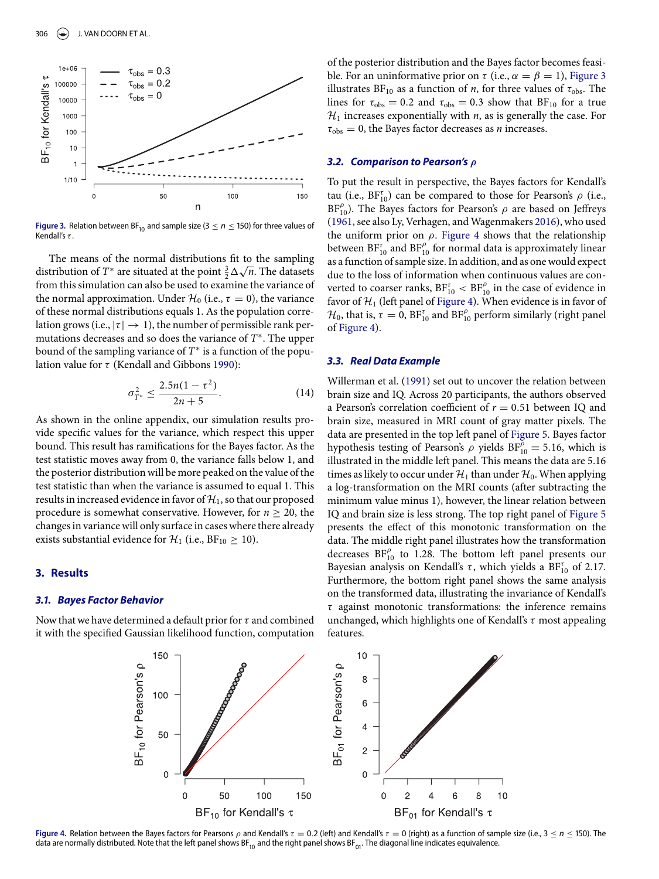Figure 3. Relation between $BF_{10}$ and sample size ($3 \le n \le 150$) for three values of Kendall's $\tau$.

The means of the normal distributions fit to the sampling distribution of $T^*$ are situated at the point $\frac{3}{2}\Delta\sqrt{n}$. The datasets from this simulation can also be used to examine the variance of the normal approximation. Under $\mathcal{H}_0$ (i.e., $\tau = 0$), the variance of these normal distributions equals 1. As the population correlation grows (i.e., $|\tau| \to 1$), the number of permissible rank permutations decreases and so does the variance of $T^*$. The upper bound of the sampling variance of $T^*$ is a function of the population value for $\tau$ (Kendall and Gibbons 1990):

$$\sigma^2_{T^*} \le \frac{2.5n(1-\tau^2)}{2n+5}. \tag{14}$$

As shown in the online appendix, our simulation results provide specific values for the variance, which respect this upper bound. This result has ramifications for the Bayes factor. As the test statistic moves away from 0, the variance falls below 1, and the posterior distribution will be more peaked on the value of the test statistic than when the variance is assumed to equal 1. This results in increased evidence in favor of $\mathcal{H}_1$, so that our proposed procedure is somewhat conservative. However, for $n \ge 20$, the changes in variance will only surface in cases where there already exists substantial evidence for $\mathcal{H}_1$ (i.e., $BF_{10} \ge 10$).

## 3. Results

### 3.1. Bayes Factor Behavior

Now that we have determined a default prior for $\tau$ and combined it with the specified Gaussian likelihood function, computation of the posterior distribution and the Bayes factor becomes feasible. For an uninformative prior on $\tau$ (i.e., $\alpha = \beta = 1$), Figure 3 illustrates $BF_{10}$ as a function of $n$, for three values of $\tau_{obs}$. The lines for $\tau_{obs} = 0.2$ and $\tau_{obs} = 0.3$ show that $BF_{10}$ for a true $\mathcal{H}_1$ increases exponentially with $n$, as is generally the case. For $\tau_{obs} = 0$, the Bayes factor decreases as $n$ increases.

### 3.2. Comparison to Pearson's $\rho$

To put the result in perspective, the Bayes factors for Kendall's tau (i.e., $BF^{\tau}_{10}$) can be compared to those for Pearson's $\rho$ (i.e., $BF^{\rho}_{10}$). The Bayes factors for Pearson's $\rho$ are based on Jeffreys (1961, see also Ly, Verhagen, and Wagenmakers 2016), who used the uniform prior on $\rho$. Figure 4 shows that the relationship between $BF^{\tau}_{10}$ and $BF^{\rho}_{10}$ for normal data is approximately linear as a function of sample size. In addition, and as one would expect due to the loss of information when continuous values are converted to coarser ranks, $BF^{\tau}_{10} < BF^{\rho}_{10}$ in the case of evidence in favor of $\mathcal{H}_1$ (left panel of Figure 4). When evidence is in favor of $\mathcal{H}_0$, that is, $\tau = 0$, $BF^{\tau}_{10}$ and $BF^{\rho}_{10}$ perform similarly (right panel of Figure 4).

### 3.3. Real Data Example

Willerman et al. (1991) set out to uncover the relation between brain size and IQ. Across 20 participants, the authors observed a Pearson's correlation coefficient of $r = 0.51$ between IQ and brain size, measured in MRI count of gray matter pixels. The data are presented in the top left panel of Figure 5. Bayes factor hypothesis testing of Pearson's $\rho$ yields $BF^{\rho}_{10} = 5.16$, which is illustrated in the middle left panel. This means the data are 5.16 times as likely to occur under $\mathcal{H}_1$ than under $\mathcal{H}_0$. When applying a log-transformation on the MRI counts (after subtracting the minimum value minus 1), however, the linear relation between IQ and brain size is less strong. The top right panel of Figure 5 presents the effect of this monotonic transformation on the data. The middle right panel illustrates how the transformation decreases $BF^{\rho}_{10}$ to 1.28. The bottom left panel presents our Bayesian analysis on Kendall's $\tau$, which yields a $BF^{\tau}_{10}$ of 2.17. Furthermore, the bottom right panel shows the same analysis on the transformed data, illustrating the invariance of Kendall's $\tau$ against monotonic transformations: the inference remains unchanged, which highlights one of Kendall's $\tau$ most appealing features.

Figure 4. Relation between the Bayes factors for Pearsons $\rho$ and Kendall's $\tau = 0.2$ (left) and Kendall's $\tau = 0$ (right) as a function of sample size (i.e., $3 \le n \le 150$). The data are normally distributed. Note that the left panel shows $BF_{10}$ and the right panel shows $BF_{01}$. The diagonal line indicates equivalence.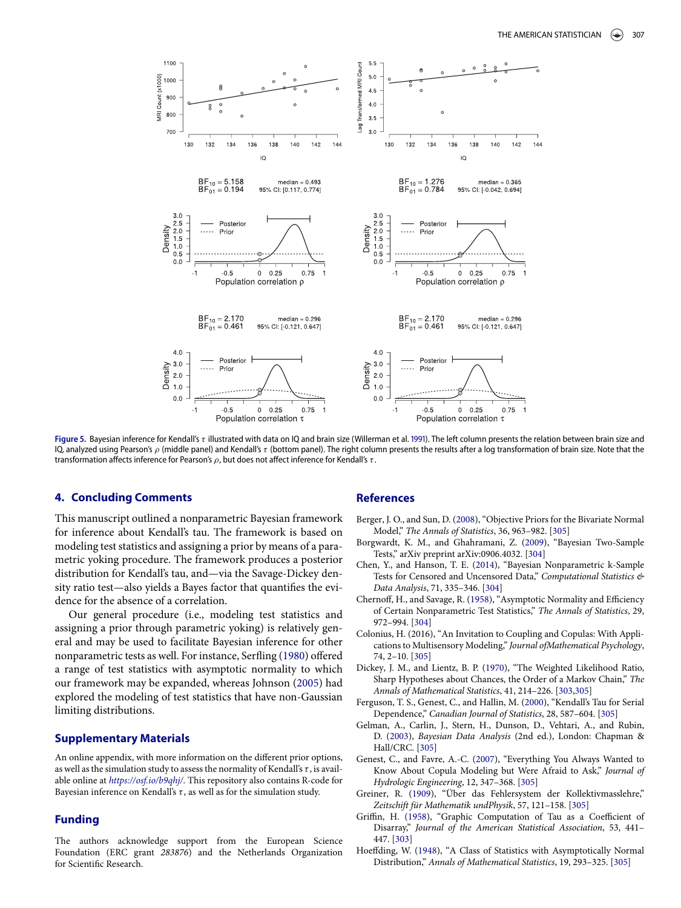Figure 5. Bayesian inference for Kendall's $\tau$ illustrated with data on IQ and brain size (Willerman et al. 1991). The left column presents the relation between brain size and IQ, analyzed using Pearson's $\rho$ (middle panel) and Kendall's $\tau$ (bottom panel). The right column presents the results after a log transformation of brain size. Note that the transformation affects inference for Pearson's $\rho$, but does not affect inference for Kendall's $\tau$.

## 4. Concluding Comments

This manuscript outlined a nonparametric Bayesian framework for inference about Kendall's tau. The framework is based on modeling test statistics and assigning a prior by means of a parametric yoking procedure. The framework produces a posterior distribution for Kendall's tau, and—via the Savage-Dickey density ratio test—also yields a Bayes factor that quantifies the evidence for the absence of a correlation.

Our general procedure (i.e., modeling test statistics and assigning a prior through parametric yoking) is relatively general and may be used to facilitate Bayesian inference for other nonparametric tests as well. For instance, Serfling (1980) offered a range of test statistics with asymptotic normality to which our framework may be expanded, whereas Johnson (2005) had explored the modeling of test statistics that have non-Gaussian limiting distributions.

## Supplementary Materials

An online appendix, with more information on the different prior options, as well as the simulation study to assess the normality of Kendall's $\tau$, is available online at *https://osf.io/b9qhj/*. This repository also contains R-code for Bayesian inference on Kendall's $\tau$, as well as for the simulation study.

## Funding

The authors acknowledge support from the European Science Foundation (ERC grant *283876*) and the Netherlands Organization for Scientific Research.

## References

Berger, J. O., and Sun, D. (2008), "Objective Priors for the Bivariate Normal Model," *The Annals of Statistics*, 36, 963–982. [305]

Borgwardt, K. M., and Ghahramani, Z. (2009), "Bayesian Two-Sample Tests," arXiv preprint arXiv:0906.4032. [304]

Chen, Y., and Hanson, T. E. (2014), "Bayesian Nonparametric k-Sample Tests for Censored and Uncensored Data," *Computational Statistics & Data Analysis*, 71, 335–346. [304]

Chernoff, H., and Savage, R. (1958), "Asymptotic Normality and Efficiency of Certain Nonparametric Test Statistics," *The Annals of Statistics*, 29, 972–994. [304]

Colonius, H. (2016), "An Invitation to Coupling and Copulas: With Applications to Multisensory Modeling," *Journal ofMathematical Psychology*, 74, 2–10. [305]

Dickey, J. M., and Lientz, B. P. (1970), "The Weighted Likelihood Ratio, Sharp Hypotheses about Chances, the Order of a Markov Chain," *The Annals of Mathematical Statistics*, 41, 214–226. [303,305]

Ferguson, T. S., Genest, C., and Hallin, M. (2000), "Kendall's Tau for Serial Dependence," *Canadian Journal of Statistics*, 28, 587–604. [305]

Gelman, A., Carlin, J., Stern, H., Dunson, D., Vehtari, A., and Rubin, D. (2003), *Bayesian Data Analysis* (2nd ed.), London: Chapman & Hall/CRC. [305]

Genest, C., and Favre, A.-C. (2007), "Everything You Always Wanted to Know About Copula Modeling but Were Afraid to Ask," *Journal of Hydrologic Engineering*, 12, 347–368. [305]

Greiner, R. (1909), "Über das Fehlersystem der Kollektivmasslehre," *Zeitschift für Mathematik undPhysik*, 57, 121–158. [305]

Griffin, H. (1958), "Graphic Computation of Tau as a Coefficient of Disarray," *Journal of the American Statistical Association*, 53, 441–447. [303]

Hoeffding, W. (1948), "A Class of Statistics with Asymptotically Normal Distribution," *Annals of Mathematical Statistics*, 19, 293–325. [305]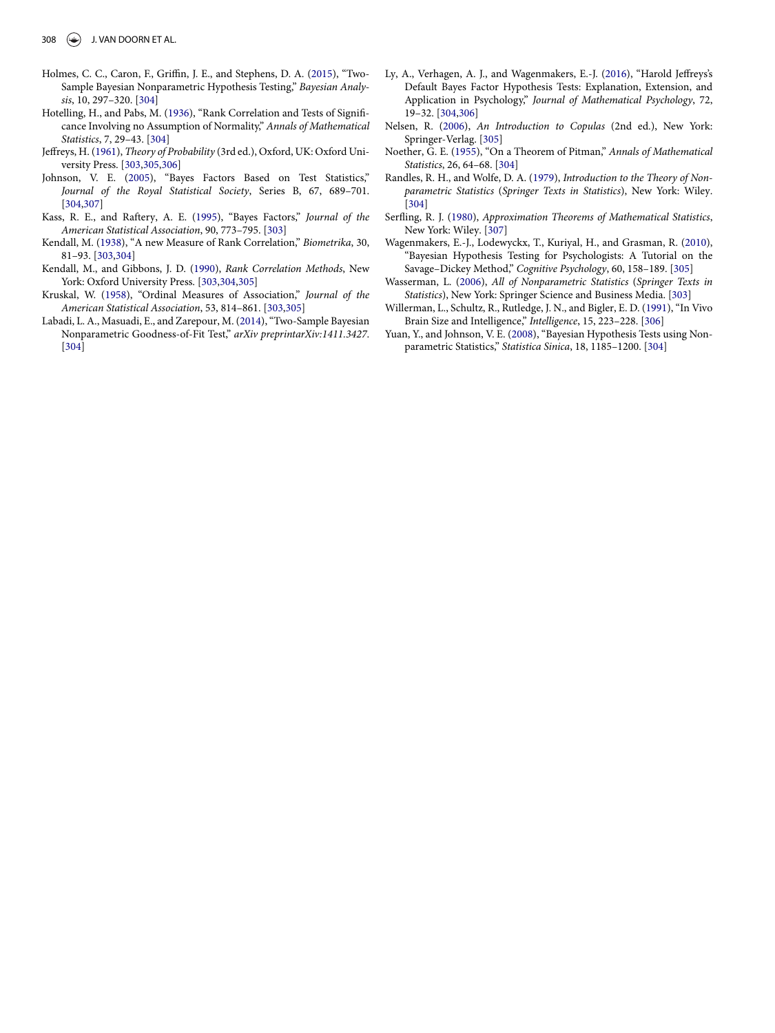Holmes, C. C., Caron, F., Griffin, J. E., and Stephens, D. A. (2015), "Two-Sample Bayesian Nonparametric Hypothesis Testing," *Bayesian Analysis*, 10, 297–320. [304]

Hotelling, H., and Pabs, M. (1936), "Rank Correlation and Tests of Significance Involving no Assumption of Normality," *Annals of Mathematical Statistics*, 7, 29–43. [304]

Jeffreys, H. (1961), *Theory of Probability* (3rd ed.), Oxford, UK: Oxford University Press. [303,305,306]

Johnson, V. E. (2005), "Bayes Factors Based on Test Statistics," *Journal of the Royal Statistical Society*, Series B, 67, 689–701. [304,307]

Kass, R. E., and Raftery, A. E. (1995), "Bayes Factors," *Journal of the American Statistical Association*, 90, 773–795. [303]

Kendall, M. (1938), "A new Measure of Rank Correlation," *Biometrika*, 30, 81–93. [303,304]

Kendall, M., and Gibbons, J. D. (1990), *Rank Correlation Methods*, New York: Oxford University Press. [303,304,305]

Kruskal, W. (1958), "Ordinal Measures of Association," *Journal of the American Statistical Association*, 53, 814–861. [303,305]

Labadi, L. A., Masuadi, E., and Zarepour, M. (2014), "Two-Sample Bayesian Nonparametric Goodness-of-Fit Test," *arXiv preprintarXiv:1411.3427*. [304]

Ly, A., Verhagen, A. J., and Wagenmakers, E.-J. (2016), "Harold Jeffreys's Default Bayes Factor Hypothesis Tests: Explanation, Extension, and Application in Psychology," *Journal of Mathematical Psychology*, 72, 19–32. [304,306]

Nelsen, R. (2006), *An Introduction to Copulas* (2nd ed.), New York: Springer-Verlag. [305]

Noether, G. E. (1955), "On a Theorem of Pitman," *Annals of Mathematical Statistics*, 26, 64–68. [304]

Randles, R. H., and Wolfe, D. A. (1979), *Introduction to the Theory of Nonparametric Statistics* (*Springer Texts in Statistics*), New York: Wiley. [304]

Serfling, R. J. (1980), *Approximation Theorems of Mathematical Statistics*, New York: Wiley. [307]

Wagenmakers, E.-J., Lodewyckx, T., Kuriyal, H., and Grasman, R. (2010), "Bayesian Hypothesis Testing for Psychologists: A Tutorial on the Savage–Dickey Method," *Cognitive Psychology*, 60, 158–189. [305]

Wasserman, L. (2006), *All of Nonparametric Statistics* (*Springer Texts in Statistics*), New York: Springer Science and Business Media. [303]

Willerman, L., Schultz, R., Rutledge, J. N., and Bigler, E. D. (1991), "In Vivo Brain Size and Intelligence," *Intelligence*, 15, 223–228. [306]

Yuan, Y., and Johnson, V. E. (2008), "Bayesian Hypothesis Tests using Nonparametric Statistics," *Statistica Sinica*, 18, 1185–1200. [304]